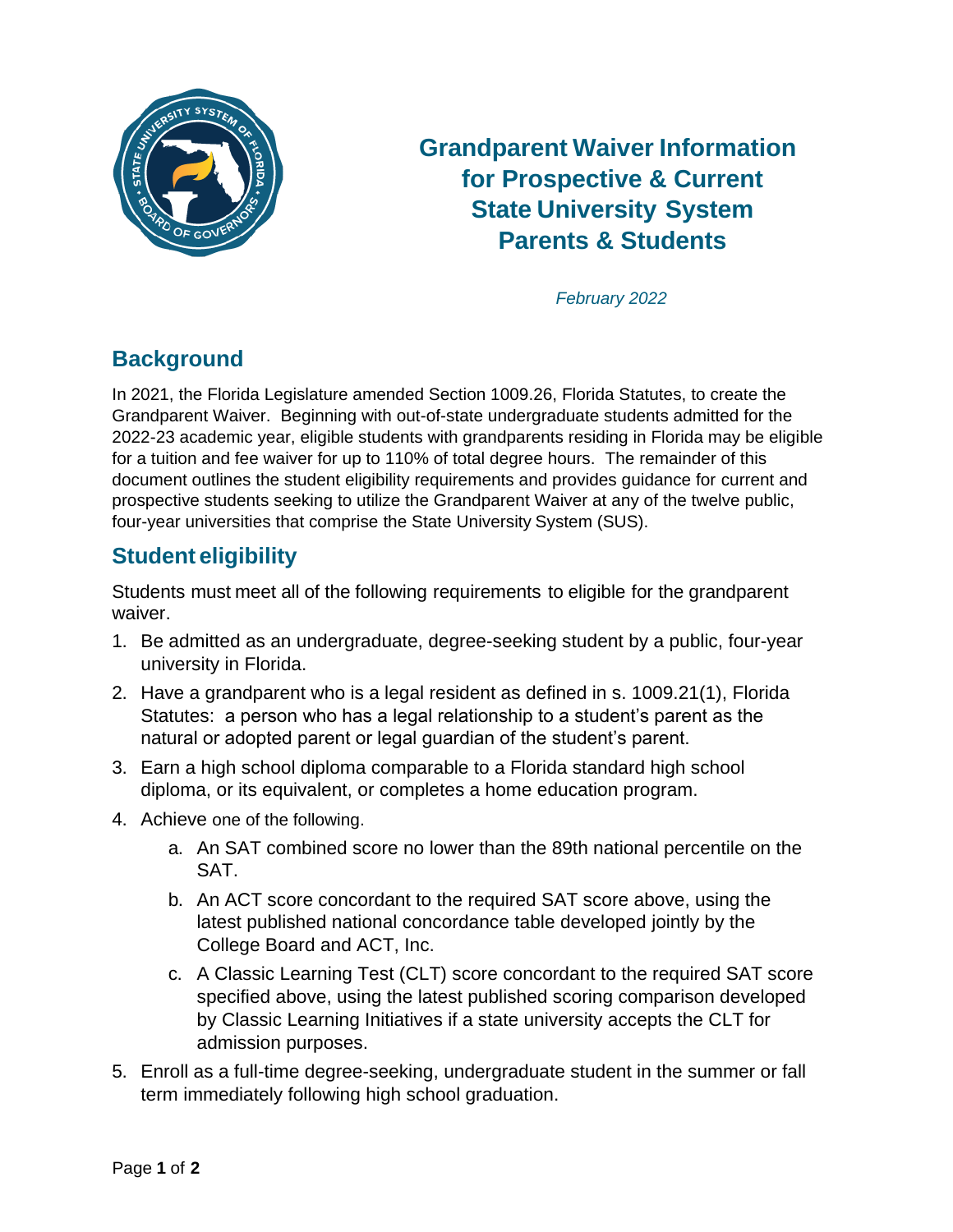# Grandparent Waiver Information for Prospective & Current State University System Parents & Students

*February 2022*

## Background

In 2021, the Florida Legislature amended Section 1009.26, Florida Statutes, to create the Grandparent Waiver. Beginning with out-of-state undergraduate students admitted for the 2022-23 academic year, eligible students with grandparents residing in Florida may be eligible for a tuition and fee waiver for up to 110% of total degree hours. The remainder of this document outlines the student eligibility requirements and provides guidance for current and prospective students seeking to utilize the Grandparent Waiver at any of the twelve public, four-year universities that comprise the State University System (SUS).

## Student eligibility

Students must meet all of the following requirements to eligible for the grandparent waiver.

1. Be admitted as an undergraduate, degree-seeking student by a public, four-year university in Florida.
2. Have a grandparent who is a legal resident as defined in s. 1009.21(1), Florida Statutes: a person who has a legal relationship to a student's parent as the natural or adopted parent or legal guardian of the student's parent.
3. Earn a high school diploma comparable to a Florida standard high school diploma, or its equivalent, or completes a home education program.
4. Achieve one of the following.
   a. An SAT combined score no lower than the 89th national percentile on the SAT.
   b. An ACT score concordant to the required SAT score above, using the latest published national concordance table developed jointly by the College Board and ACT, Inc.
   c. A Classic Learning Test (CLT) score concordant to the required SAT score specified above, using the latest published scoring comparison developed by Classic Learning Initiatives if a state university accepts the CLT for admission purposes.
5. Enroll as a full-time degree-seeking, undergraduate student in the summer or fall term immediately following high school graduation.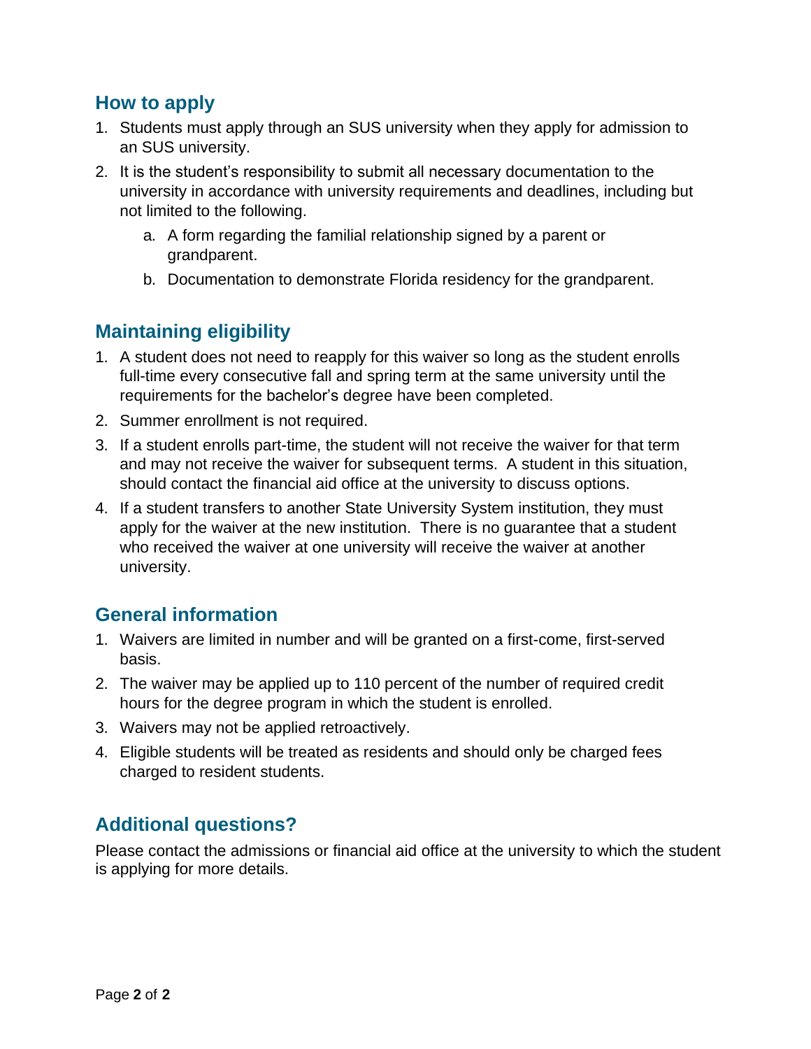## How to apply

1. Students must apply through an SUS university when they apply for admission to an SUS university.
2. It is the student's responsibility to submit all necessary documentation to the university in accordance with university requirements and deadlines, including but not limited to the following.
   a. A form regarding the familial relationship signed by a parent or grandparent.
   b. Documentation to demonstrate Florida residency for the grandparent.

## Maintaining eligibility

1. A student does not need to reapply for this waiver so long as the student enrolls full-time every consecutive fall and spring term at the same university until the requirements for the bachelor's degree have been completed.
2. Summer enrollment is not required.
3. If a student enrolls part-time, the student will not receive the waiver for that term and may not receive the waiver for subsequent terms. A student in this situation, should contact the financial aid office at the university to discuss options.
4. If a student transfers to another State University System institution, they must apply for the waiver at the new institution. There is no guarantee that a student who received the waiver at one university will receive the waiver at another university.

## General information

1. Waivers are limited in number and will be granted on a first-come, first-served basis.
2. The waiver may be applied up to 110 percent of the number of required credit hours for the degree program in which the student is enrolled.
3. Waivers may not be applied retroactively.
4. Eligible students will be treated as residents and should only be charged fees charged to resident students.

## Additional questions?

Please contact the admissions or financial aid office at the university to which the student is applying for more details.